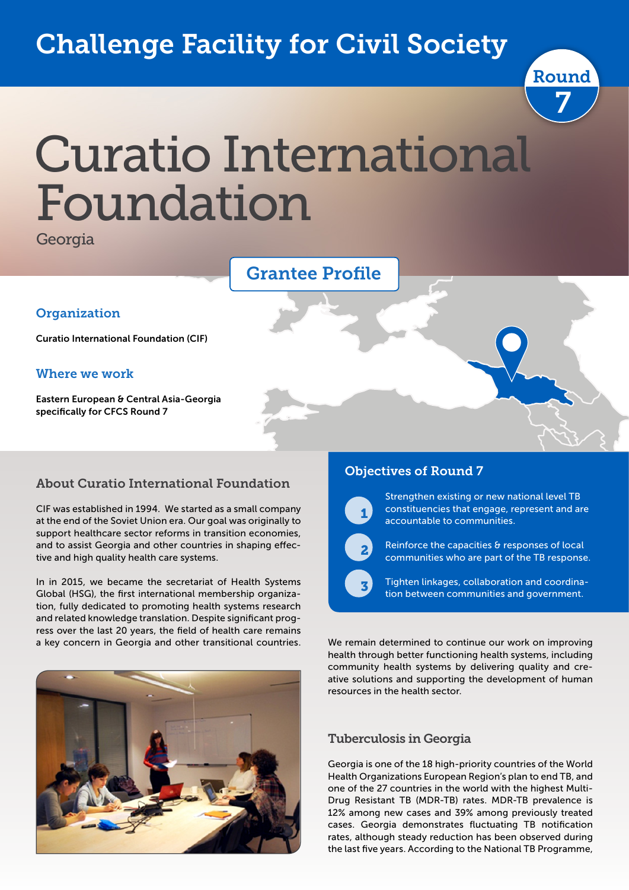# Challenge Facility for Civil Society

Round 7

# Curatio International Foundation

Georgia

## Grantee Profile

### Organization

Curatio International Foundation (CIF)

### Where we work

Eastern European & Central Asia-Georgia specifically for CFCS Round 7

### About Curatio International Foundation

CIF was established in 1994. We started as a small company at the end of the Soviet Union era. Our goal was originally to support healthcare sector reforms in transition economies, and to assist Georgia and other countries in shaping effective and high quality health care systems.

In in 2015, we became the secretariat of Health Systems Global (HSG), the first international membership organization, fully dedicated to promoting health systems research and related knowledge translation. Despite significant progress over the last 20 years, the field of health care remains a key concern in Georgia and other transitional countries.

### Objectives of Round 7

1. Strengthen existing or new national level TB constituencies that engage, represent and are accountable to communities.
2. Reinforce the capacities & responses of local communities who are part of the TB response.
3. Tighten linkages, collaboration and coordination between communities and government.

We remain determined to continue our work on improving health through better functioning health systems, including community health systems by delivering quality and creative solutions and supporting the development of human resources in the health sector.

### Tuberculosis in Georgia

Georgia is one of the 18 high-priority countries of the World Health Organizations European Region's plan to end TB, and one of the 27 countries in the world with the highest Multi-Drug Resistant TB (MDR-TB) rates. MDR-TB prevalence is 12% among new cases and 39% among previously treated cases. Georgia demonstrates fluctuating TB notification rates, although steady reduction has been observed during the last five years. According to the National TB Programme,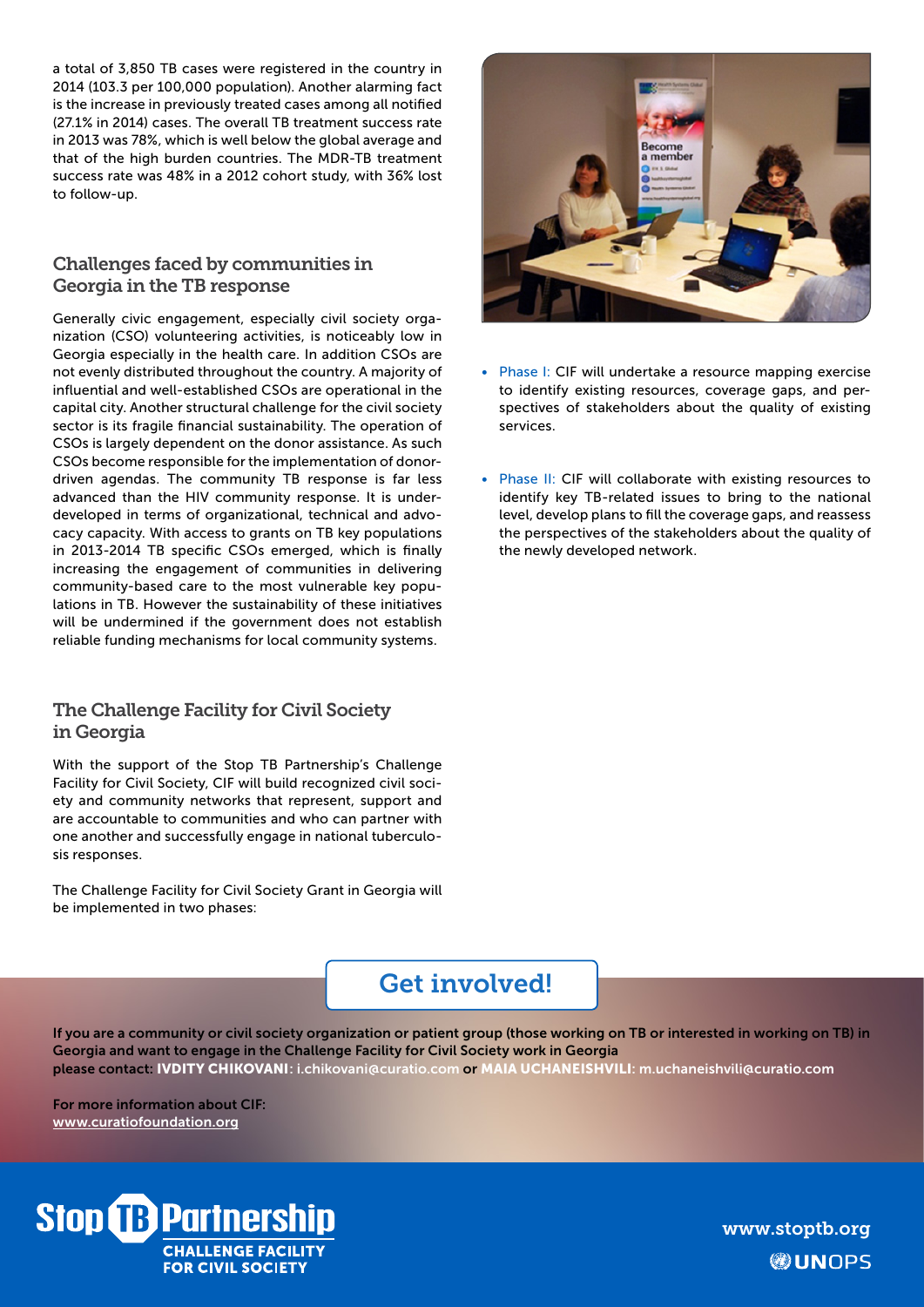a total of 3,850 TB cases were registered in the country in 2014 (103.3 per 100,000 population). Another alarming fact is the increase in previously treated cases among all notified (27.1% in 2014) cases. The overall TB treatment success rate in 2013 was 78%, which is well below the global average and that of the high burden countries. The MDR-TB treatment success rate was 48% in a 2012 cohort study, with 36% lost to follow-up.

## Challenges faced by communities in Georgia in the TB response

Generally civic engagement, especially civil society organization (CSO) volunteering activities, is noticeably low in Georgia especially in the health care. In addition CSOs are not evenly distributed throughout the country. A majority of influential and well-established CSOs are operational in the capital city. Another structural challenge for the civil society sector is its fragile financial sustainability. The operation of CSOs is largely dependent on the donor assistance. As such CSOs become responsible for the implementation of donor-driven agendas. The community TB response is far less advanced than the HIV community response. It is underdeveloped in terms of organizational, technical and advocacy capacity. With access to grants on TB key populations in 2013-2014 TB specific CSOs emerged, which is finally increasing the engagement of communities in delivering community-based care to the most vulnerable key populations in TB. However the sustainability of these initiatives will be undermined if the government does not establish reliable funding mechanisms for local community systems.

## The Challenge Facility for Civil Society in Georgia

With the support of the Stop TB Partnership's Challenge Facility for Civil Society, CIF will build recognized civil society and community networks that represent, support and are accountable to communities and who can partner with one another and successfully engage in national tuberculosis responses.

The Challenge Facility for Civil Society Grant in Georgia will be implemented in two phases:

- Phase I: CIF will undertake a resource mapping exercise to identify existing resources, coverage gaps, and perspectives of stakeholders about the quality of existing services.
- Phase II: CIF will collaborate with existing resources to identify key TB-related issues to bring to the national level, develop plans to fill the coverage gaps, and reassess the perspectives of the stakeholders about the quality of the newly developed network.

## Get involved!

**If you are a community or civil society organization or patient group (those working on TB or interested in working on TB) in Georgia and want to engage in the Challenge Facility for Civil Society work in Georgia please contact: IVDITY CHIKOVANI: i.chikovani@curatio.com or MAIA UCHANEISHVILI: m.uchaneishvili@curatio.com**

**For more information about CIF:**
www.curatiofoundation.org

Stop TB Partnership
CHALLENGE FACILITY FOR CIVIL SOCIETY

www.stoptb.org
UNOPS